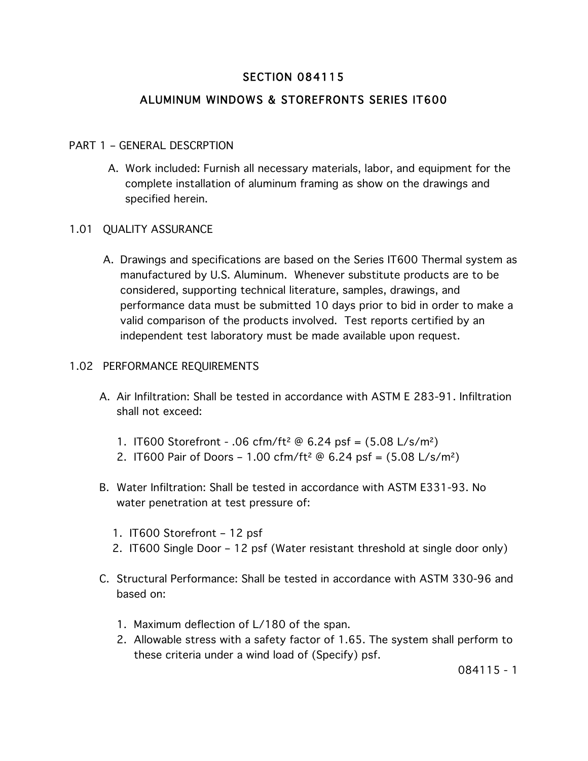# SECTION 084115

## ALUMINUM WINDOWS & STOREFRONTS SERIES IT600

### PART 1 – GENERAL DESCRPTION

A. Work included: Furnish all necessary materials, labor, and equipment for the complete installation of aluminum framing as show on the drawings and specified herein.

### 1.01 QUALITY ASSURANCE

A. Drawings and specifications are based on the Series IT600 Thermal system as manufactured by U.S. Aluminum. Whenever substitute products are to be considered, supporting technical literature, samples, drawings, and performance data must be submitted 10 days prior to bid in order to make a valid comparison of the products involved. Test reports certified by an independent test laboratory must be made available upon request.

### 1.02 PERFORMANCE REQUIREMENTS

A. Air Infiltration: Shall be tested in accordance with ASTM E 283-91. Infiltration shall not exceed:

1. IT600 Storefront - .06 cfm/ft$^2$ @ 6.24 psf = (5.08 L/s/m$^2$)
2. IT600 Pair of Doors – 1.00 cfm/ft$^2$ @ 6.24 psf = (5.08 L/s/m$^2$)

B. Water Infiltration: Shall be tested in accordance with ASTM E331-93. No water penetration at test pressure of:

1. IT600 Storefront – 12 psf
2. IT600 Single Door – 12 psf (Water resistant threshold at single door only)

C. Structural Performance: Shall be tested in accordance with ASTM 330-96 and based on:

1. Maximum deflection of L/180 of the span.
2. Allowable stress with a safety factor of 1.65. The system shall perform to these criteria under a wind load of (Specify) psf.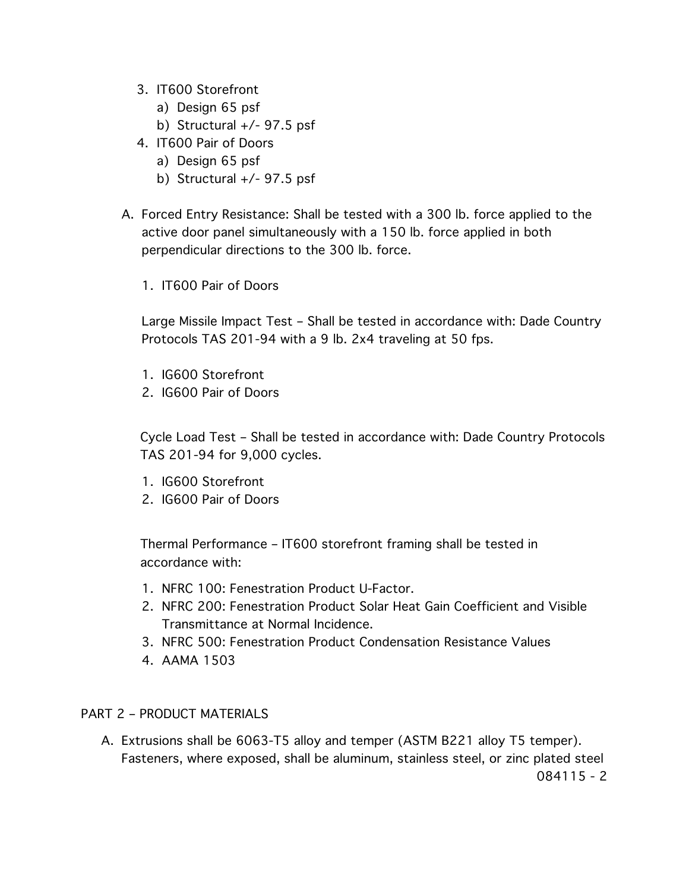3. IT600 Storefront
    a) Design 65 psf
    b) Structural +/- 97.5 psf
4. IT600 Pair of Doors
    a) Design 65 psf
    b) Structural +/- 97.5 psf

A. Forced Entry Resistance: Shall be tested with a 300 lb. force applied to the active door panel simultaneously with a 150 lb. force applied in both perpendicular directions to the 300 lb. force.

    1. IT600 Pair of Doors

    Large Missile Impact Test – Shall be tested in accordance with: Dade Country Protocols TAS 201-94 with a 9 lb. 2x4 traveling at 50 fps.

    1. IG600 Storefront
    2. IG600 Pair of Doors

    Cycle Load Test – Shall be tested in accordance with: Dade Country Protocols TAS 201-94 for 9,000 cycles.

    1. IG600 Storefront
    2. IG600 Pair of Doors

    Thermal Performance – IT600 storefront framing shall be tested in accordance with:

    1. NFRC 100: Fenestration Product U-Factor.
    2. NFRC 200: Fenestration Product Solar Heat Gain Coefficient and Visible Transmittance at Normal Incidence.
    3. NFRC 500: Fenestration Product Condensation Resistance Values
    4. AAMA 1503

PART 2 – PRODUCT MATERIALS

A. Extrusions shall be 6063-T5 alloy and temper (ASTM B221 alloy T5 temper). Fasteners, where exposed, shall be aluminum, stainless steel, or zinc plated steel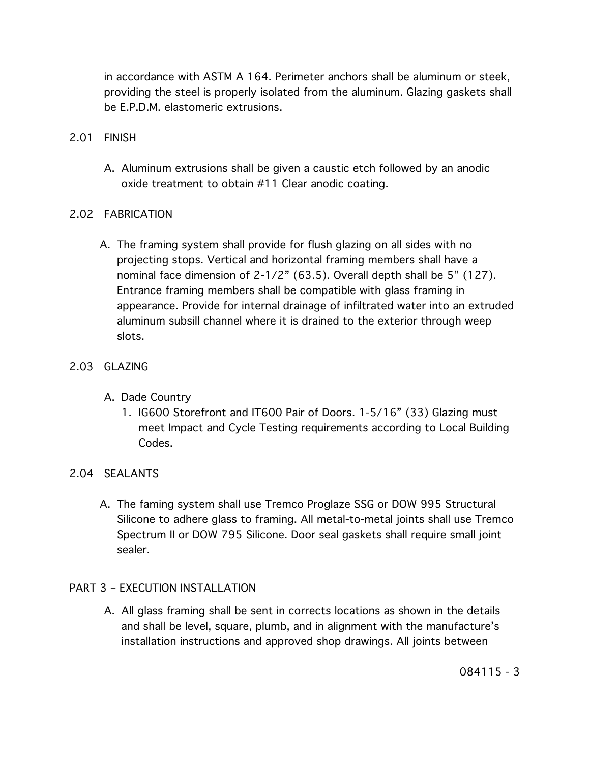in accordance with ASTM A 164. Perimeter anchors shall be aluminum or steek, providing the steel is properly isolated from the aluminum. Glazing gaskets shall be E.P.D.M. elastomeric extrusions.

## 2.01 FINISH

A. Aluminum extrusions shall be given a caustic etch followed by an anodic oxide treatment to obtain #11 Clear anodic coating.

## 2.02 FABRICATION

A. The framing system shall provide for flush glazing on all sides with no projecting stops. Vertical and horizontal framing members shall have a nominal face dimension of 2-1/2” (63.5). Overall depth shall be 5” (127). Entrance framing members shall be compatible with glass framing in appearance. Provide for internal drainage of infiltrated water into an extruded aluminum subsill channel where it is drained to the exterior through weep slots.

## 2.03 GLAZING

A. Dade Country
   1. IG600 Storefront and IT600 Pair of Doors. 1-5/16” (33) Glazing must meet Impact and Cycle Testing requirements according to Local Building Codes.

## 2.04 SEALANTS

A. The faming system shall use Tremco Proglaze SSG or DOW 995 Structural Silicone to adhere glass to framing. All metal-to-metal joints shall use Tremco Spectrum II or DOW 795 Silicone. Door seal gaskets shall require small joint sealer.

# PART 3 – EXECUTION INSTALLATION

A. All glass framing shall be sent in corrects locations as shown in the details and shall be level, square, plumb, and in alignment with the manufacture’s installation instructions and approved shop drawings. All joints between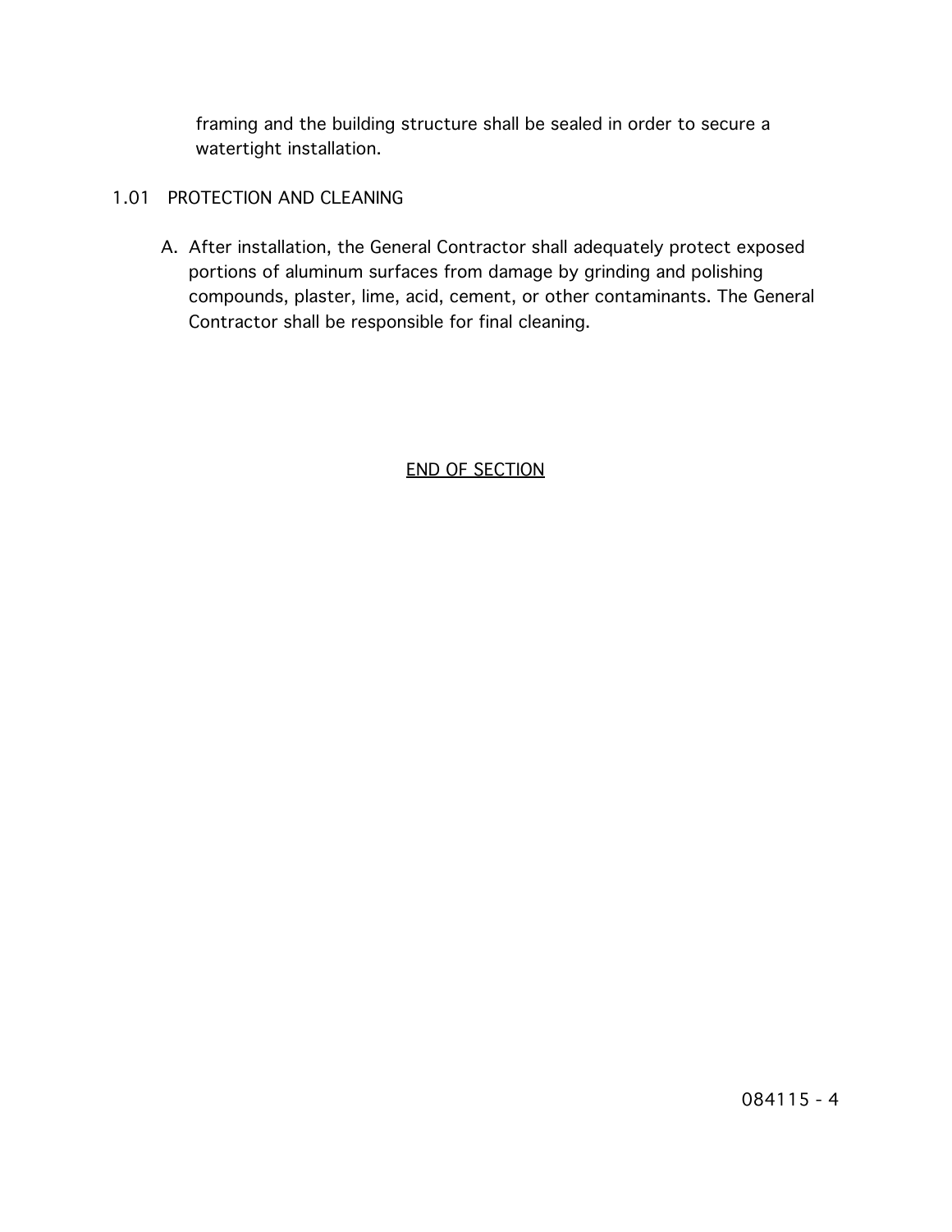framing and the building structure shall be sealed in order to secure a watertight installation.

1.01 PROTECTION AND CLEANING

A. After installation, the General Contractor shall adequately protect exposed portions of aluminum surfaces from damage by grinding and polishing compounds, plaster, lime, acid, cement, or other contaminants. The General Contractor shall be responsible for final cleaning.

END OF SECTION